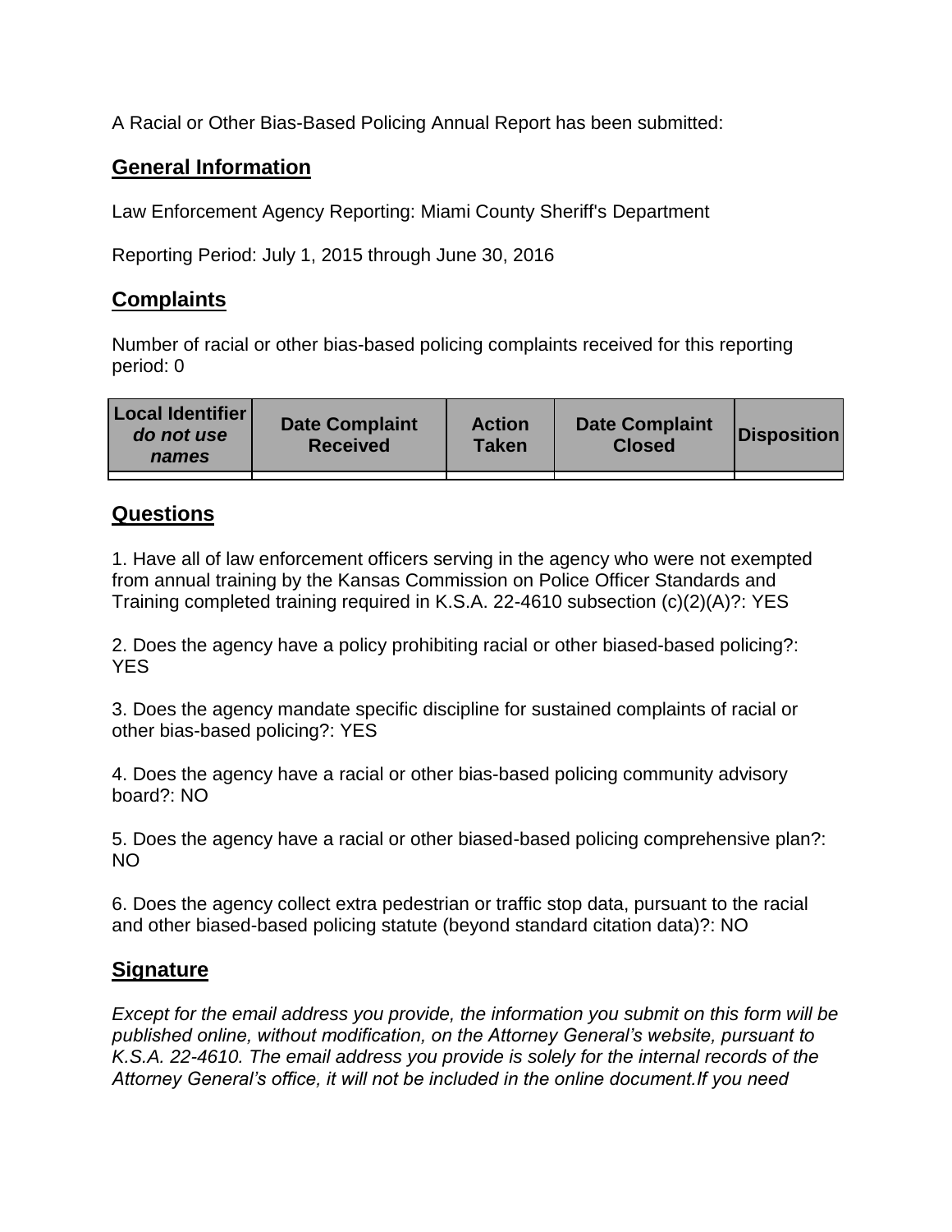A Racial or Other Bias-Based Policing Annual Report has been submitted:

## General Information

Law Enforcement Agency Reporting: Miami County Sheriff's Department

Reporting Period: July 1, 2015 through June 30, 2016

## Complaints

Number of racial or other bias-based policing complaints received for this reporting period: 0

| Local Identifier *do not use names* | Date Complaint Received | Action Taken | Date Complaint Closed | Disposition |
|---|---|---|---|---|
| | | | | |

## Questions

1. Have all of law enforcement officers serving in the agency who were not exempted from annual training by the Kansas Commission on Police Officer Standards and Training completed training required in K.S.A. 22-4610 subsection (c)(2)(A)?: YES

2. Does the agency have a policy prohibiting racial or other biased-based policing?: YES

3. Does the agency mandate specific discipline for sustained complaints of racial or other bias-based policing?: YES

4. Does the agency have a racial or other bias-based policing community advisory board?: NO

5. Does the agency have a racial or other biased-based policing comprehensive plan?: NO

6. Does the agency collect extra pedestrian or traffic stop data, pursuant to the racial and other biased-based policing statute (beyond standard citation data)?: NO

## Signature

*Except for the email address you provide, the information you submit on this form will be published online, without modification, on the Attorney General's website, pursuant to K.S.A. 22-4610. The email address you provide is solely for the internal records of the Attorney General's office, it will not be included in the online document.If you need*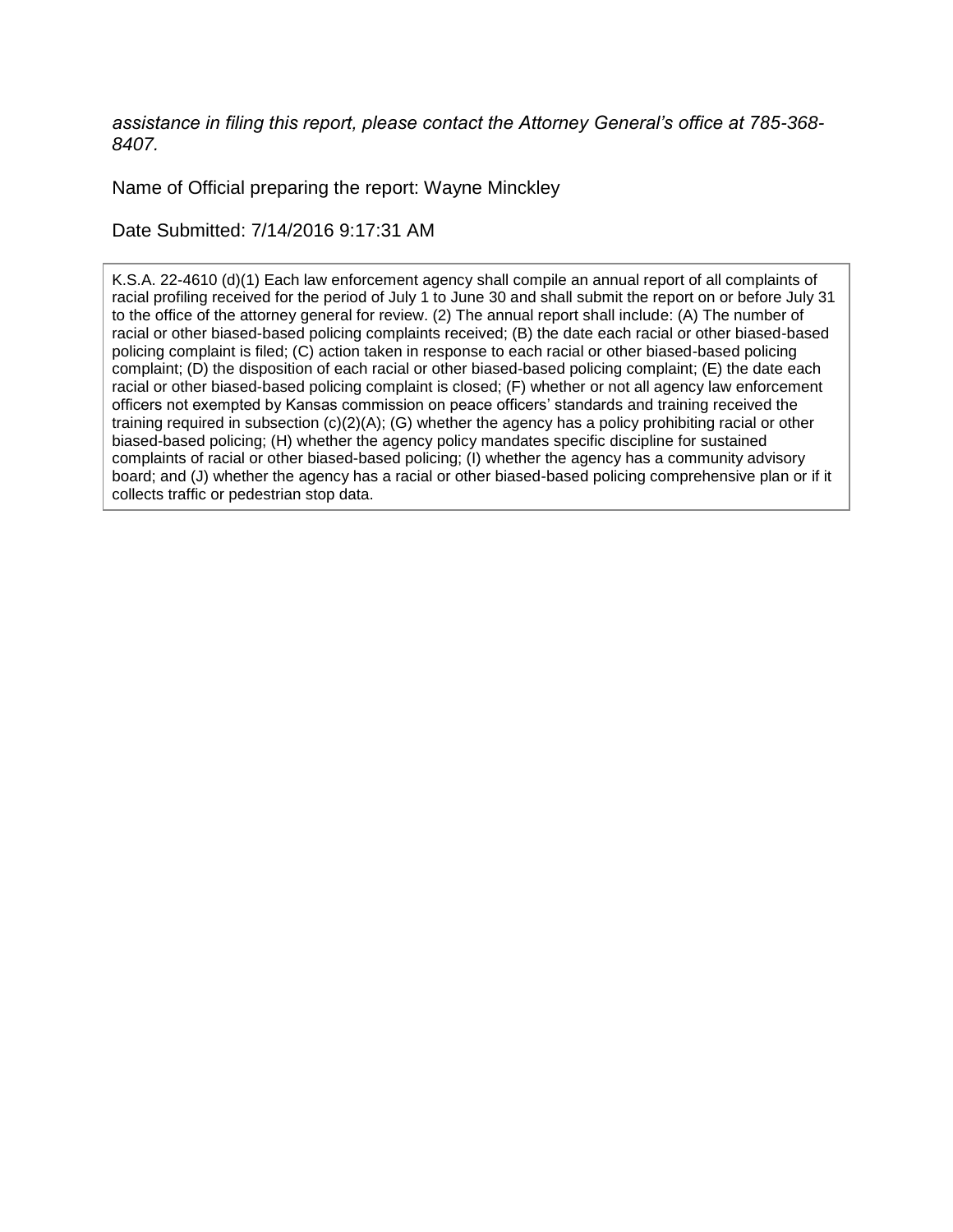*assistance in filing this report, please contact the Attorney General's office at 785-368-8407.*

Name of Official preparing the report: Wayne Minckley

Date Submitted: 7/14/2016 9:17:31 AM

K.S.A. 22-4610 (d)(1) Each law enforcement agency shall compile an annual report of all complaints of racial profiling received for the period of July 1 to June 30 and shall submit the report on or before July 31 to the office of the attorney general for review. (2) The annual report shall include: (A) The number of racial or other biased-based policing complaints received; (B) the date each racial or other biased-based policing complaint is filed; (C) action taken in response to each racial or other biased-based policing complaint; (D) the disposition of each racial or other biased-based policing complaint; (E) the date each racial or other biased-based policing complaint is closed; (F) whether or not all agency law enforcement officers not exempted by Kansas commission on peace officers' standards and training received the training required in subsection (c)(2)(A); (G) whether the agency has a policy prohibiting racial or other biased-based policing; (H) whether the agency policy mandates specific discipline for sustained complaints of racial or other biased-based policing; (I) whether the agency has a community advisory board; and (J) whether the agency has a racial or other biased-based policing comprehensive plan or if it collects traffic or pedestrian stop data.